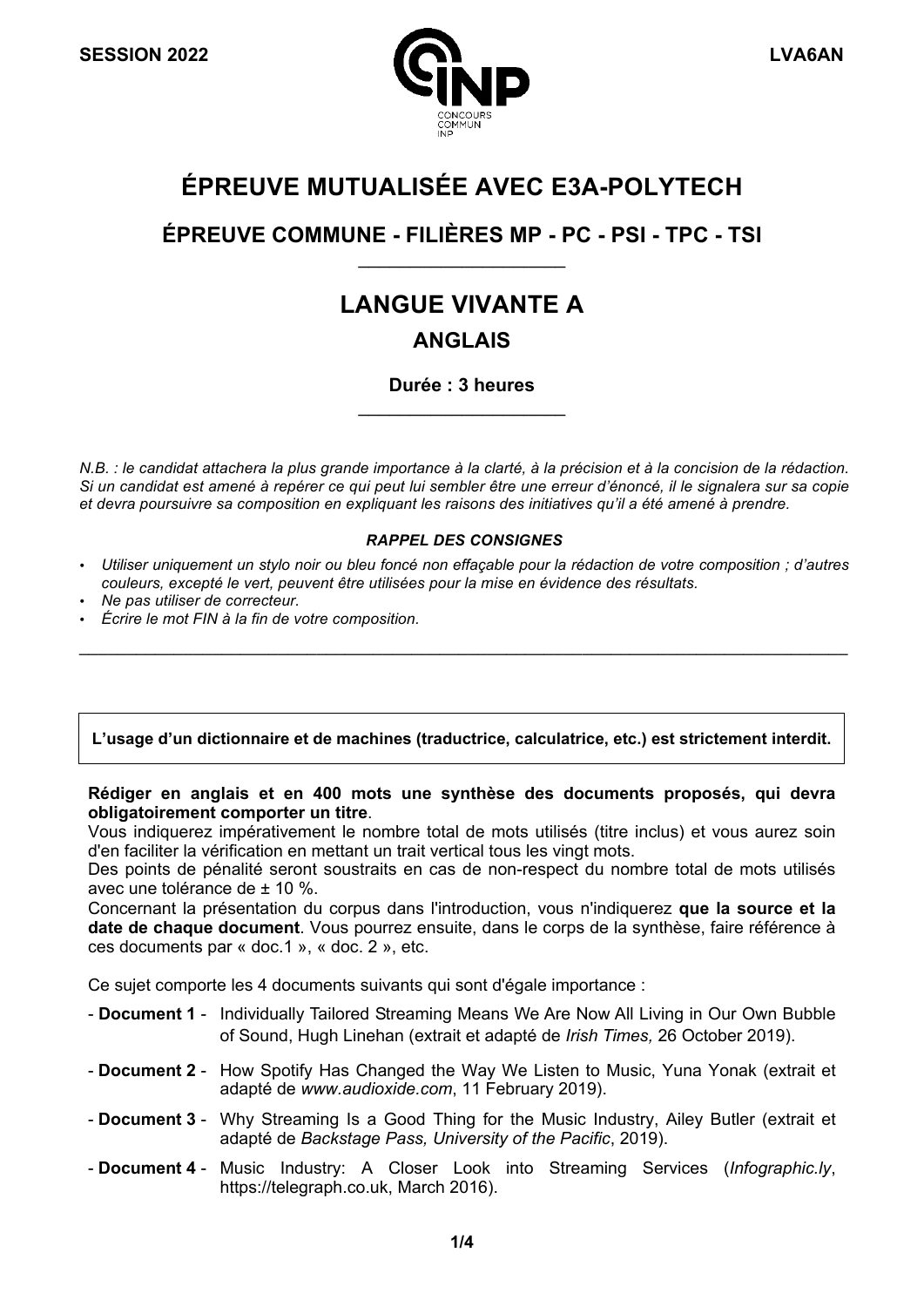**SESSION 2022** **LVA6AN**

# ÉPREUVE MUTUALISÉE AVEC E3A-POLYTECH

## ÉPREUVE COMMUNE - FILIÈRES MP - PC - PSI - TPC - TSI

# LANGUE VIVANTE A

## ANGLAIS

**Durée : 3 heures**

*N.B. : le candidat attachera la plus grande importance à la clarté, à la précision et à la concision de la rédaction. Si un candidat est amené à repérer ce qui peut lui sembler être une erreur d'énoncé, il le signalera sur sa copie et devra poursuivre sa composition en expliquant les raisons des initiatives qu'il a été amené à prendre.*

***RAPPEL DES CONSIGNES***

- *Utiliser uniquement un stylo noir ou bleu foncé non effaçable pour la rédaction de votre composition ; d'autres couleurs, excepté le vert, peuvent être utilisées pour la mise en évidence des résultats.*
- *Ne pas utiliser de correcteur.*
- *Écrire le mot FIN à la fin de votre composition.*

---

**L'usage d'un dictionnaire et de machines (traductrice, calculatrice, etc.) est strictement interdit.**

**Rédiger en anglais et en 400 mots une synthèse des documents proposés, qui devra obligatoirement comporter un titre**.

Vous indiquerez impérativement le nombre total de mots utilisés (titre inclus) et vous aurez soin d'en faciliter la vérification en mettant un trait vertical tous les vingt mots.

Des points de pénalité seront soustraits en cas de non-respect du nombre total de mots utilisés avec une tolérance de ± 10 %.

Concernant la présentation du corpus dans l'introduction, vous n'indiquerez **que la source et la date de chaque document**. Vous pourrez ensuite, dans le corps de la synthèse, faire référence à ces documents par « doc.1 », « doc. 2 », etc.

Ce sujet comporte les 4 documents suivants qui sont d'égale importance :

- **Document 1** - Individually Tailored Streaming Means We Are Now All Living in Our Own Bubble of Sound, Hugh Linehan (extrait et adapté de *Irish Times,* 26 October 2019).
- **Document 2** - How Spotify Has Changed the Way We Listen to Music, Yuna Yonak (extrait et adapté de *www.audioxide.com*, 11 February 2019).
- **Document 3** - Why Streaming Is a Good Thing for the Music Industry, Ailey Butler (extrait et adapté de *Backstage Pass, University of the Pacific*, 2019).
- **Document 4** - Music Industry: A Closer Look into Streaming Services (*Infographic.ly*, https://telegraph.co.uk, March 2016).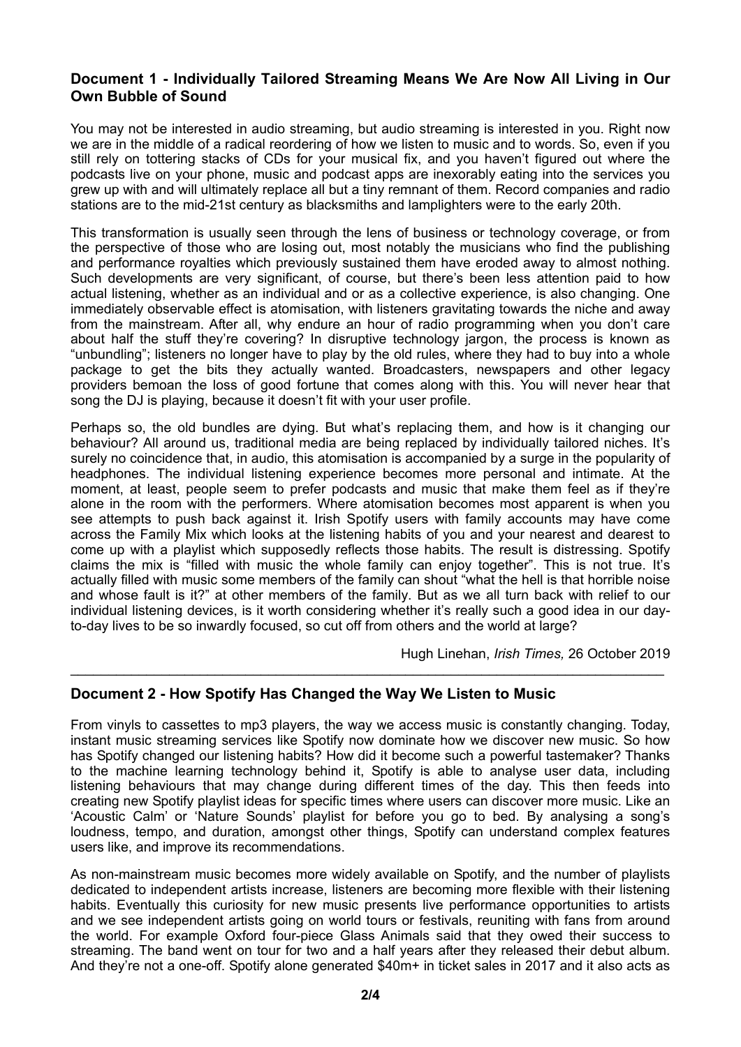### Document 1 - Individually Tailored Streaming Means We Are Now All Living in Our Own Bubble of Sound

You may not be interested in audio streaming, but audio streaming is interested in you. Right now we are in the middle of a radical reordering of how we listen to music and to words. So, even if you still rely on tottering stacks of CDs for your musical fix, and you haven't figured out where the podcasts live on your phone, music and podcast apps are inexorably eating into the services you grew up with and will ultimately replace all but a tiny remnant of them. Record companies and radio stations are to the mid-21st century as blacksmiths and lamplighters were to the early 20th.

This transformation is usually seen through the lens of business or technology coverage, or from the perspective of those who are losing out, most notably the musicians who find the publishing and performance royalties which previously sustained them have eroded away to almost nothing. Such developments are very significant, of course, but there's been less attention paid to how actual listening, whether as an individual and or as a collective experience, is also changing. One immediately observable effect is atomisation, with listeners gravitating towards the niche and away from the mainstream. After all, why endure an hour of radio programming when you don't care about half the stuff they're covering? In disruptive technology jargon, the process is known as "unbundling"; listeners no longer have to play by the old rules, where they had to buy into a whole package to get the bits they actually wanted. Broadcasters, newspapers and other legacy providers bemoan the loss of good fortune that comes along with this. You will never hear that song the DJ is playing, because it doesn't fit with your user profile.

Perhaps so, the old bundles are dying. But what's replacing them, and how is it changing our behaviour? All around us, traditional media are being replaced by individually tailored niches. It's surely no coincidence that, in audio, this atomisation is accompanied by a surge in the popularity of headphones. The individual listening experience becomes more personal and intimate. At the moment, at least, people seem to prefer podcasts and music that make them feel as if they're alone in the room with the performers. Where atomisation becomes most apparent is when you see attempts to push back against it. Irish Spotify users with family accounts may have come across the Family Mix which looks at the listening habits of you and your nearest and dearest to come up with a playlist which supposedly reflects those habits. The result is distressing. Spotify claims the mix is "filled with music the whole family can enjoy together". This is not true. It's actually filled with music some members of the family can shout "what the hell is that horrible noise and whose fault is it?" at other members of the family. But as we all turn back with relief to our individual listening devices, is it worth considering whether it's really such a good idea in our day-to-day lives to be so inwardly focused, so cut off from others and the world at large?

Hugh Linehan, *Irish Times,* 26 October 2019

---

### Document 2 - How Spotify Has Changed the Way We Listen to Music

From vinyls to cassettes to mp3 players, the way we access music is constantly changing. Today, instant music streaming services like Spotify now dominate how we discover new music. So how has Spotify changed our listening habits? How did it become such a powerful tastemaker? Thanks to the machine learning technology behind it, Spotify is able to analyse user data, including listening behaviours that may change during different times of the day. This then feeds into creating new Spotify playlist ideas for specific times where users can discover more music. Like an 'Acoustic Calm' or 'Nature Sounds' playlist for before you go to bed. By analysing a song's loudness, tempo, and duration, amongst other things, Spotify can understand complex features users like, and improve its recommendations.

As non-mainstream music becomes more widely available on Spotify, and the number of playlists dedicated to independent artists increase, listeners are becoming more flexible with their listening habits. Eventually this curiosity for new music presents live performance opportunities to artists and we see independent artists going on world tours or festivals, reuniting with fans from around the world. For example Oxford four-piece Glass Animals said that they owed their success to streaming. The band went on tour for two and a half years after they released their debut album. And they're not a one-off. Spotify alone generated $40m+ in ticket sales in 2017 and it also acts as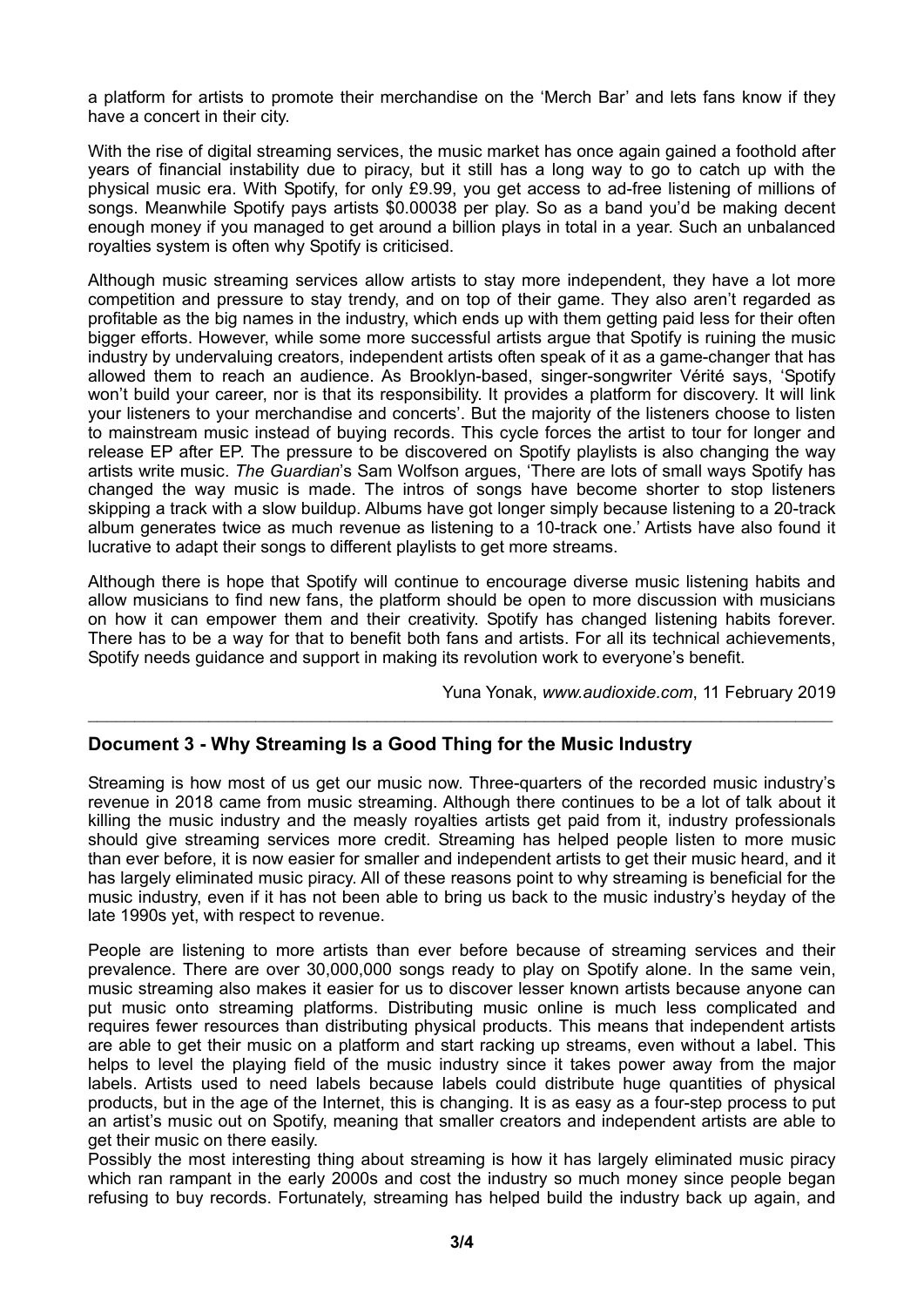a platform for artists to promote their merchandise on the 'Merch Bar' and lets fans know if they have a concert in their city.

With the rise of digital streaming services, the music market has once again gained a foothold after years of financial instability due to piracy, but it still has a long way to go to catch up with the physical music era. With Spotify, for only £9.99, you get access to ad-free listening of millions of songs. Meanwhile Spotify pays artists $0.00038 per play. So as a band you'd be making decent enough money if you managed to get around a billion plays in total in a year. Such an unbalanced royalties system is often why Spotify is criticised.

Although music streaming services allow artists to stay more independent, they have a lot more competition and pressure to stay trendy, and on top of their game. They also aren't regarded as profitable as the big names in the industry, which ends up with them getting paid less for their often bigger efforts. However, while some more successful artists argue that Spotify is ruining the music industry by undervaluing creators, independent artists often speak of it as a game-changer that has allowed them to reach an audience. As Brooklyn-based, singer-songwriter Vérité says, 'Spotify won't build your career, nor is that its responsibility. It provides a platform for discovery. It will link your listeners to your merchandise and concerts'. But the majority of the listeners choose to listen to mainstream music instead of buying records. This cycle forces the artist to tour for longer and release EP after EP. The pressure to be discovered on Spotify playlists is also changing the way artists write music. *The Guardian*'s Sam Wolfson argues, 'There are lots of small ways Spotify has changed the way music is made. The intros of songs have become shorter to stop listeners skipping a track with a slow buildup. Albums have got longer simply because listening to a 20-track album generates twice as much revenue as listening to a 10-track one.' Artists have also found it lucrative to adapt their songs to different playlists to get more streams.

Although there is hope that Spotify will continue to encourage diverse music listening habits and allow musicians to find new fans, the platform should be open to more discussion with musicians on how it can empower them and their creativity. Spotify has changed listening habits forever. There has to be a way for that to benefit both fans and artists. For all its technical achievements, Spotify needs guidance and support in making its revolution work to everyone's benefit.

Yuna Yonak, *www.audioxide.com*, 11 February 2019

---

## Document 3 - Why Streaming Is a Good Thing for the Music Industry

Streaming is how most of us get our music now. Three-quarters of the recorded music industry's revenue in 2018 came from music streaming. Although there continues to be a lot of talk about it killing the music industry and the measly royalties artists get paid from it, industry professionals should give streaming services more credit. Streaming has helped people listen to more music than ever before, it is now easier for smaller and independent artists to get their music heard, and it has largely eliminated music piracy. All of these reasons point to why streaming is beneficial for the music industry, even if it has not been able to bring us back to the music industry's heyday of the late 1990s yet, with respect to revenue.

People are listening to more artists than ever before because of streaming services and their prevalence. There are over 30,000,000 songs ready to play on Spotify alone. In the same vein, music streaming also makes it easier for us to discover lesser known artists because anyone can put music onto streaming platforms. Distributing music online is much less complicated and requires fewer resources than distributing physical products. This means that independent artists are able to get their music on a platform and start racking up streams, even without a label. This helps to level the playing field of the music industry since it takes power away from the major labels. Artists used to need labels because labels could distribute huge quantities of physical products, but in the age of the Internet, this is changing. It is as easy as a four-step process to put an artist's music out on Spotify, meaning that smaller creators and independent artists are able to get their music on there easily.

Possibly the most interesting thing about streaming is how it has largely eliminated music piracy which ran rampant in the early 2000s and cost the industry so much money since people began refusing to buy records. Fortunately, streaming has helped build the industry back up again, and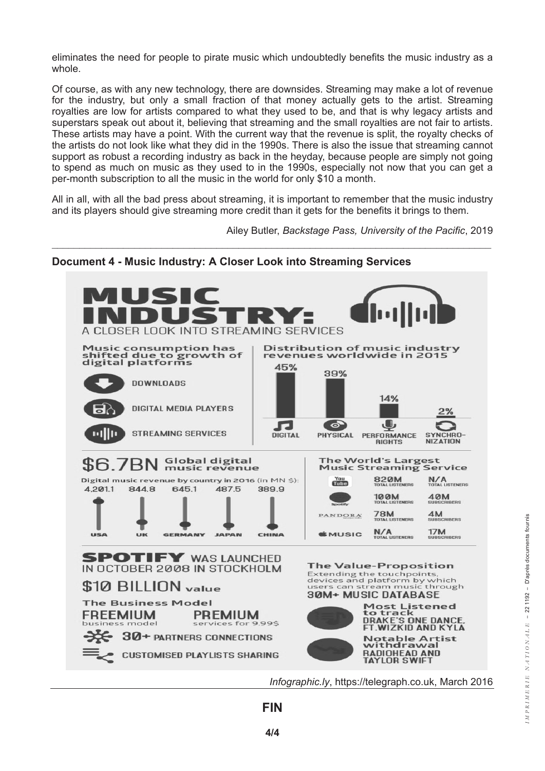eliminates the need for people to pirate music which undoubtedly benefits the music industry as a whole.

Of course, as with any new technology, there are downsides. Streaming may make a lot of revenue for the industry, but only a small fraction of that money actually gets to the artist. Streaming royalties are low for artists compared to what they used to be, and that is why legacy artists and superstars speak out about it, believing that streaming and the small royalties are not fair to artists. These artists may have a point. With the current way that the revenue is split, the royalty checks of the artists do not look like what they did in the 1990s. There is also the issue that streaming cannot support as robust a recording industry as back in the heyday, because people are simply not going to spend as much on music as they used to in the 1990s, especially not now that you can get a per-month subscription to all the music in the world for only $10 a month.

All in all, with all the bad press about streaming, it is important to remember that the music industry and its players should give streaming more credit than it gets for the benefits it brings to them.

Ailey Butler, *Backstage Pass, University of the Pacific*, 2019

## Document 4 - Music Industry: A Closer Look into Streaming Services

MUSIC INDUSTRY:
A CLOSER LOOK INTO STREAMING SERVICES

Music consumption has shifted due to growth of digital platforms

DOWNLOADS

DIGITAL MEDIA PLAYERS

STREAMING SERVICES

Distribution of music industry revenues worldwide in 2015

45% DIGITAL

39% PHYSICAL

14% PERFORMANCE RIGHTS

2% SYNCHRONIZATION

$6.7BN Global digital music revenue

Digital music revenue by country in 2016 (in MN $):

4,201.1 USA

844.8 UK

645.1 GERMANY

487.5 JAPAN

389.9 CHINA

The World's Largest Music Streaming Service

| | | |
|---|---|---|
| YouTube | 820M TOTAL LISTENERS | N/A TOTAL LISTENERS |
| Spotify | 100M TOTAL LISTENERS | 40M SUBSCRIBERS |
| PANDORA | 78M TOTAL LISTENERS | 4M SUBSCRIBERS |
| MUSIC | N/A TOTAL LISTENERS | 17M SUBSCRIBERS |

SPOTIFY WAS LAUNCHED IN OCTOBER 2008 IN STOCKHOLM

$10 BILLION value

The Business Model

FREEMIUM business model

PREMIUM services for 9.99$

30+ PARTNERS CONNECTIONS

CUSTOMISED PLAYLISTS SHARING

The Value-Proposition

Extending the touchpoints, devices and platform by which users can stream music through

30M+ MUSIC DATABASE

Most Listened to track

DRAKE'S ONE DANCE. FT.WIZKID AND KYLA

Notable Artist withdrawal

RADIOHEAD AND TAYLOR SWIFT

*Infographic.ly*, https://telegraph.co.uk, March 2016

**FIN**